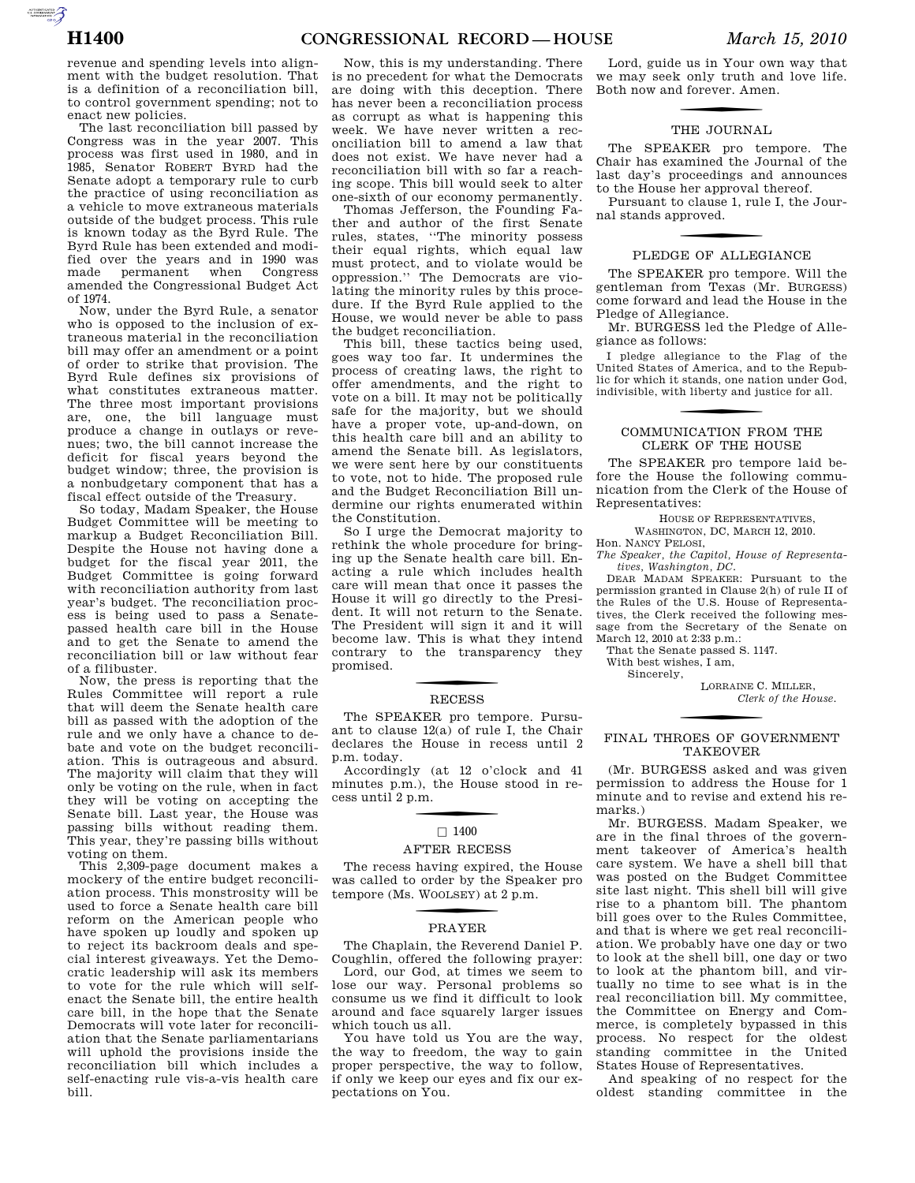revenue and spending levels into alignment with the budget resolution. That is a definition of a reconciliation bill, to control government spending; not to enact new policies.

The last reconciliation bill passed by Congress was in the year 2007. This process was first used in 1980, and in 1985, Senator ROBERT BYRD had the Senate adopt a temporary rule to curb the practice of using reconciliation as a vehicle to move extraneous materials outside of the budget process. This rule is known today as the Byrd Rule. The Byrd Rule has been extended and modified over the years and in 1990 was made permanent when Congress amended the Congressional Budget Act of 1974.

Now, under the Byrd Rule, a senator who is opposed to the inclusion of extraneous material in the reconciliation bill may offer an amendment or a point of order to strike that provision. The Byrd Rule defines six provisions of what constitutes extraneous matter. The three most important provisions are, one, the bill language must produce a change in outlays or revenues; two, the bill cannot increase the deficit for fiscal years beyond the budget window; three, the provision is a nonbudgetary component that has a fiscal effect outside of the Treasury.

So today, Madam Speaker, the House Budget Committee will be meeting to markup a Budget Reconciliation Bill. Despite the House not having done a budget for the fiscal year 2011, the Budget Committee is going forward with reconciliation authority from last year's budget. The reconciliation process is being used to pass a Senate-passed health care bill in the House and to get the Senate to amend the reconciliation bill or law without fear of a filibuster.

Now, the press is reporting that the Rules Committee will report a rule that will deem the Senate health care bill as passed with the adoption of the rule and we only have a chance to debate and vote on the budget reconciliation. This is outrageous and absurd. The majority will claim that they will only be voting on the rule, when in fact they will be voting on accepting the Senate bill. Last year, the House was passing bills without reading them. This year, they're passing bills without voting on them.

This 2,309-page document makes a mockery of the entire budget reconciliation process. This monstrosity will be used to force a Senate health care bill reform on the American people who have spoken up loudly and spoken up to reject its backroom deals and special interest giveaways. Yet the Democratic leadership will ask its members to vote for the rule which will self-enact the Senate bill, the entire health care bill, in the hope that the Senate Democrats will vote later for reconciliation that the Senate parliamentarians will uphold the provisions inside the reconciliation bill which includes a self-enacting rule vis-a-vis health care bill.

Now, this is my understanding. There is no precedent for what the Democrats are doing with this deception. There has never been a reconciliation process as corrupt as what is happening this week. We have never written a reconciliation bill to amend a law that does not exist. We have never had a reconciliation bill with so far a reaching scope. This bill would seek to alter one-sixth of our economy permanently.

Thomas Jefferson, the Founding Father and author of the first Senate rules, states, "The minority possess their equal rights, which equal law must protect, and to violate would be oppression." The Democrats are violating the minority rules by this procedure. If the Byrd Rule applied to the House, we would never be able to pass the budget reconciliation.

This bill, these tactics being used, goes way too far. It undermines the process of creating laws, the right to offer amendments, and the right to vote on a bill. It may not be politically safe for the majority, but we should have a proper vote, up-and-down, on this health care bill and an ability to amend the Senate bill. As legislators, we were sent here by our constituents to vote, not to hide. The proposed rule and the Budget Reconciliation Bill undermine our rights enumerated within the Constitution.

So I urge the Democrat majority to rethink the whole procedure for bringing up the Senate health care bill. Enacting a rule which includes health care will mean that once it passes the House it will go directly to the President. It will not return to the Senate. The President will sign it and it will become law. This is what they intend contrary to the transparency they promised.

## RECESS

The SPEAKER pro tempore. Pursuant to clause 12(a) of rule I, the Chair declares the House in recess until 2 p.m. today.

Accordingly (at 12 o'clock and 41 minutes p.m.), the House stood in recess until 2 p.m.

## □ 1400

## AFTER RECESS

The recess having expired, the House was called to order by the Speaker pro tempore (Ms. WOOLSEY) at 2 p.m.

## PRAYER

The Chaplain, the Reverend Daniel P. Coughlin, offered the following prayer:

Lord, our God, at times we seem to lose our way. Personal problems so consume us we find it difficult to look around and face squarely larger issues which touch us all.

You have told us You are the way, the way to freedom, the way to gain proper perspective, the way to follow, if only we keep our eyes and fix our expectations on You.

Lord, guide us in Your own way that we may seek only truth and love life. Both now and forever. Amen.

## THE JOURNAL

The SPEAKER pro tempore. The Chair has examined the Journal of the last day's proceedings and announces to the House her approval thereof.

Pursuant to clause 1, rule I, the Journal stands approved.

## PLEDGE OF ALLEGIANCE

The SPEAKER pro tempore. Will the gentleman from Texas (Mr. BURGESS) come forward and lead the House in the Pledge of Allegiance.

Mr. BURGESS led the Pledge of Allegiance as follows:

I pledge allegiance to the Flag of the United States of America, and to the Republic for which it stands, one nation under God, indivisible, with liberty and justice for all.

## COMMUNICATION FROM THE CLERK OF THE HOUSE

The SPEAKER pro tempore laid before the House the following communication from the Clerk of the House of Representatives:

HOUSE OF REPRESENTATIVES,
WASHINGTON, DC, MARCH 12, 2010.

Hon. NANCY PELOSI,
*The Speaker, the Capitol, House of Representatives, Washington, DC.*

DEAR MADAM SPEAKER: Pursuant to the permission granted in Clause 2(h) of rule II of the Rules of the U.S. House of Representatives, the Clerk received the following message from the Secretary of the Senate on March 12, 2010 at 2:33 p.m.:

That the Senate passed S. 1147.

With best wishes, I am,

Sincerely,

LORRAINE C. MILLER,
*Clerk of the House.*

## FINAL THROES OF GOVERNMENT TAKEOVER

(Mr. BURGESS asked and was given permission to address the House for 1 minute and to revise and extend his remarks.)

Mr. BURGESS. Madam Speaker, we are in the final throes of the government takeover of America's health care system. We have a shell bill that was posted on the Budget Committee site last night. This shell bill will give rise to a phantom bill. The phantom bill goes over to the Rules Committee, and that is where we get real reconciliation. We probably have one day or two to look at the shell bill, one day or two to look at the phantom bill, and virtually no time to see what is in the real reconciliation bill. My committee, the Committee on Energy and Commerce, is completely bypassed in this process. No respect for the oldest standing committee in the United States House of Representatives.

And speaking of no respect for the oldest standing committee in the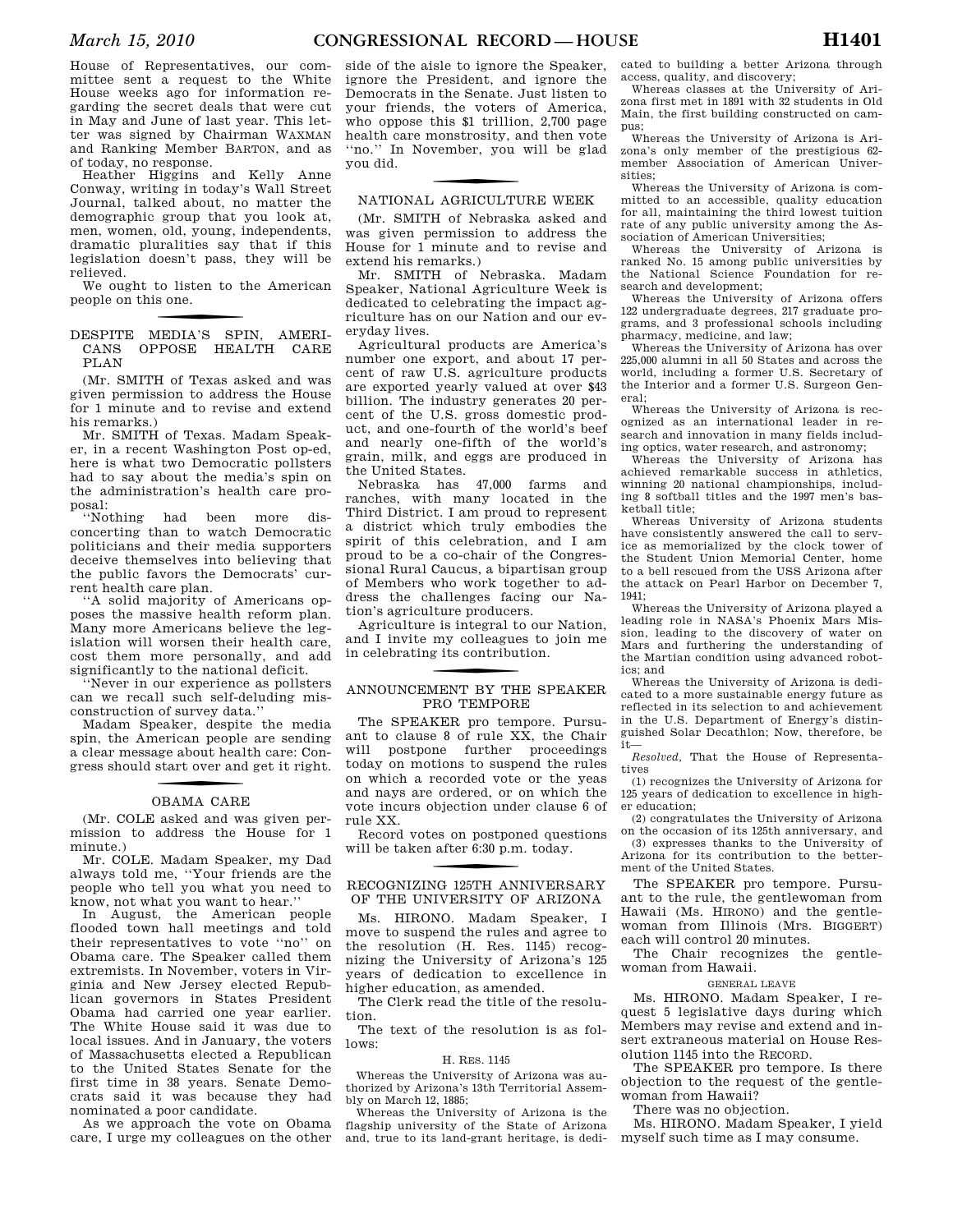House of Representatives, our committee sent a request to the White House weeks ago for information regarding the secret deals that were cut in May and June of last year. This letter was signed by Chairman WAXMAN and Ranking Member BARTON, and as of today, no response.

Heather Higgins and Kelly Anne Conway, writing in today's Wall Street Journal, talked about, no matter the demographic group that you look at, men, women, old, young, independents, dramatic pluralities say that if this legislation doesn't pass, they will be relieved.

We ought to listen to the American people on this one.

## DESPITE MEDIA'S SPIN, AMERICANS OPPOSE HEALTH CARE PLAN

(Mr. SMITH of Texas asked and was given permission to address the House for 1 minute and to revise and extend his remarks.)

Mr. SMITH of Texas. Madam Speaker, in a recent Washington Post op-ed, here is what two Democratic pollsters had to say about the media's spin on the administration's health care proposal:

"Nothing had been more disconcerting than to watch Democratic politicians and their media supporters deceive themselves into believing that the public favors the Democrats' current health care plan.

"A solid majority of Americans opposes the massive health reform plan. Many more Americans believe the legislation will worsen their health care, cost them more personally, and add significantly to the national deficit.

"Never in our experience as pollsters can we recall such self-deluding misconstruction of survey data."

Madam Speaker, despite the media spin, the American people are sending a clear message about health care: Congress should start over and get it right.

## OBAMA CARE

(Mr. COLE asked and was given permission to address the House for 1 minute.)

Mr. COLE. Madam Speaker, my Dad always told me, "Your friends are the people who tell you what you need to know, not what you want to hear."

In August, the American people flooded town hall meetings and told their representatives to vote "no" on Obama care. The Speaker called them extremists. In November, voters in Virginia and New Jersey elected Republican governors in States President Obama had carried one year earlier. The White House said it was due to local issues. And in January, the voters of Massachusetts elected a Republican to the United States Senate for the first time in 38 years. Senate Democrats said it was because they had nominated a poor candidate.

As we approach the vote on Obama care, I urge my colleagues on the other side of the aisle to ignore the Speaker, ignore the President, and ignore the Democrats in the Senate. Just listen to your friends, the voters of America, who oppose this $1 trillion, 2,700 page health care monstrosity, and then vote "no." In November, you will be glad you did.

## NATIONAL AGRICULTURE WEEK

(Mr. SMITH of Nebraska asked and was given permission to address the House for 1 minute and to revise and extend his remarks.)

Mr. SMITH of Nebraska. Madam Speaker, National Agriculture Week is dedicated to celebrating the impact agriculture has on our Nation and our everyday lives.

Agricultural products are America's number one export, and about 17 percent of raw U.S. agriculture products are exported yearly valued at over $43 billion. The industry generates 20 percent of the U.S. gross domestic product, and one-fourth of the world's beef and nearly one-fifth of the world's grain, milk, and eggs are produced in the United States.

Nebraska has 47,000 farms and ranches, with many located in the Third District. I am proud to represent a district which truly embodies the spirit of this celebration, and I am proud to be a co-chair of the Congressional Rural Caucus, a bipartisan group of Members who work together to address the challenges facing our Nation's agriculture producers.

Agriculture is integral to our Nation, and I invite my colleagues to join me in celebrating its contribution.

## ANNOUNCEMENT BY THE SPEAKER PRO TEMPORE

The SPEAKER pro tempore. Pursuant to clause 8 of rule XX, the Chair will postpone further proceedings today on motions to suspend the rules on which a recorded vote or the yeas and nays are ordered, or on which the vote incurs objection under clause 6 of rule XX.

Record votes on postponed questions will be taken after 6:30 p.m. today.

## RECOGNIZING 125TH ANNIVERSARY OF THE UNIVERSITY OF ARIZONA

Ms. HIRONO. Madam Speaker, I move to suspend the rules and agree to the resolution (H. Res. 1145) recognizing the University of Arizona's 125 years of dedication to excellence in higher education, as amended.

The Clerk read the title of the resolution.

The text of the resolution is as follows:

### H. RES. 1145

Whereas the University of Arizona was authorized by Arizona's 13th Territorial Assembly on March 12, 1885;

Whereas the University of Arizona is the flagship university of the State of Arizona and, true to its land-grant heritage, is dedicated to building a better Arizona through access, quality, and discovery;

Whereas classes at the University of Arizona first met in 1891 with 32 students in Old Main, the first building constructed on campus;

Whereas the University of Arizona is Arizona's only member of the prestigious 62-member Association of American Universities;

Whereas the University of Arizona is committed to an accessible, quality education for all, maintaining the third lowest tuition rate of any public university among the Association of American Universities;

Whereas the University of Arizona is ranked No. 15 among public universities by the National Science Foundation for research and development;

Whereas the University of Arizona offers 122 undergraduate degrees, 217 graduate programs, and 3 professional schools including pharmacy, medicine, and law;

Whereas the University of Arizona has over 225,000 alumni in all 50 States and across the world, including a former U.S. Secretary of the Interior and a former U.S. Surgeon General;

Whereas the University of Arizona is recognized as an international leader in research and innovation in many fields including optics, water research, and astronomy;

Whereas the University of Arizona has achieved remarkable success in athletics, winning 20 national championships, including 8 softball titles and the 1997 men's basketball title;

Whereas University of Arizona students have consistently answered the call to service as memorialized by the clock tower of the Student Union Memorial Center, home to a bell rescued from the USS Arizona after the attack on Pearl Harbor on December 7, 1941;

Whereas the University of Arizona played a leading role in NASA's Phoenix Mars Mission, leading to the discovery of water on Mars and furthering the understanding of the Martian condition using advanced robotics; and

Whereas the University of Arizona is dedicated to a more sustainable energy future as reflected in its selection to and achievement in the U.S. Department of Energy's distinguished Solar Decathlon; Now, therefore, be it—

*Resolved*, That the House of Representatives

(1) recognizes the University of Arizona for 125 years of dedication to excellence in higher education;

(2) congratulates the University of Arizona on the occasion of its 125th anniversary, and

(3) expresses thanks to the University of Arizona for its contribution to the betterment of the United States.

The SPEAKER pro tempore. Pursuant to the rule, the gentlewoman from Hawaii (Ms. HIRONO) and the gentlewoman from Illinois (Mrs. BIGGERT) each will control 20 minutes.

The Chair recognizes the gentlewoman from Hawaii.

#### GENERAL LEAVE

Ms. HIRONO. Madam Speaker, I request 5 legislative days during which Members may revise and extend and insert extraneous material on House Resolution 1145 into the RECORD.

The SPEAKER pro tempore. Is there objection to the request of the gentlewoman from Hawaii?

There was no objection.

Ms. HIRONO. Madam Speaker, I yield myself such time as I may consume.